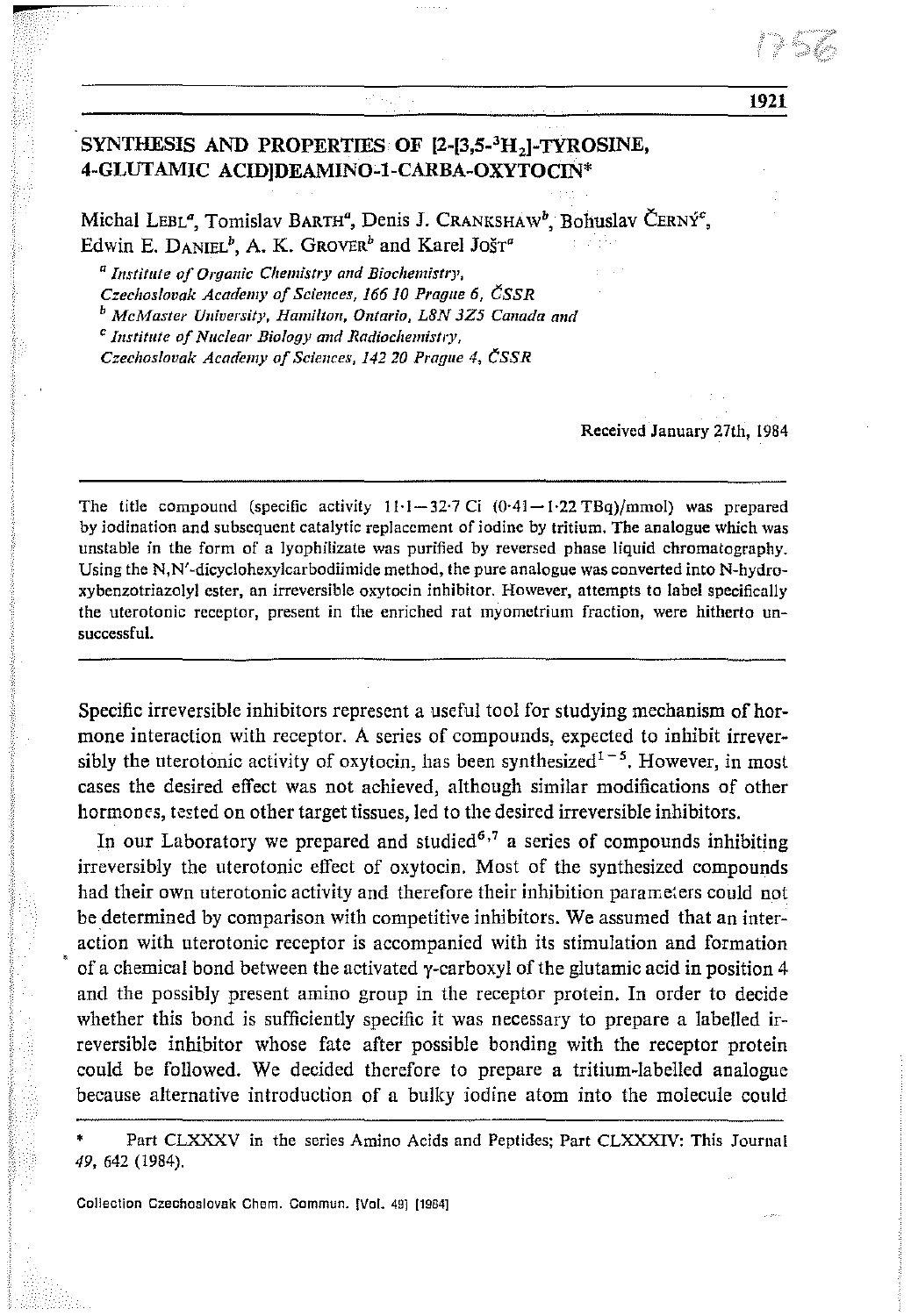# SYNTHESIS AND PROPERTIES OF [2-[3,5-$^3H_2$]-TYROSINE, 4-GLUTAMIC ACID]DEAMINO-1-CARBA-OXYTOCIN*

Michal LEBL[a], Tomislav BARTH[a], Denis J. CRANKSHAW[b], Bohuslav ČERNÝ[c], Edwin E. DANIEL[b], A. K. GROVER[b] and Karel JOŠT[a]

[a] *Institute of Organic Chemistry and Biochemistry, Czechoslovak Academy of Sciences, 166 10 Prague 6, ČSSR*
[b] *McMaster University, Hamilton, Ontario, L8N 3Z5 Canada and*
[c] *Institute of Nuclear Biology and Radiochemistry, Czechoslovak Academy of Sciences, 142 20 Prague 4, ČSSR*

Received January 27th, 1984

The title compound (specific activity 11·1—32·7 Ci (0·41—1·22 TBq)/mmol) was prepared by iodination and subsequent catalytic replacement of iodine by tritium. The analogue which was unstable in the form of a lyophilizate was purified by reversed phase liquid chromatography. Using the N,N'-dicyclohexylcarbodiimide method, the pure analogue was converted into N-hydroxybenzotriazolyl ester, an irreversible oxytocin inhibitor. However, attempts to label specifically the uterotonic receptor, present in the enriched rat myometrium fraction, were hitherto unsuccessful.

Specific irreversible inhibitors represent a useful tool for studying mechanism of hormone interaction with receptor. A series of compounds, expected to inhibit irreversibly the uterotonic activity of oxytocin, has been synthesized[1-5]. However, in most cases the desired effect was not achieved, although similar modifications of other hormones, tested on other target tissues, led to the desired irreversible inhibitors.

In our Laboratory we prepared and studied[6,7] a series of compounds inhibiting irreversibly the uterotonic effect of oxytocin. Most of the synthesized compounds had their own uterotonic activity and therefore their inhibition parameters could not be determined by comparison with competitive inhibitors. We assumed that an interaction with uterotonic receptor is accompanied with its stimulation and formation of a chemical bond between the activated γ-carboxyl of the glutamic acid in position 4 and the possibly present amino group in the receptor protein. In order to decide whether this bond is sufficiently specific it was necessary to prepare a labelled irreversible inhibitor whose fate after possible bonding with the receptor protein could be followed. We decided therefore to prepare a tritium-labelled analogue because alternative introduction of a bulky iodine atom into the molecule could

\* Part CLXXXV in the series Amino Acids and Peptides; Part CLXXXIV: This Journal *49*, 642 (1984).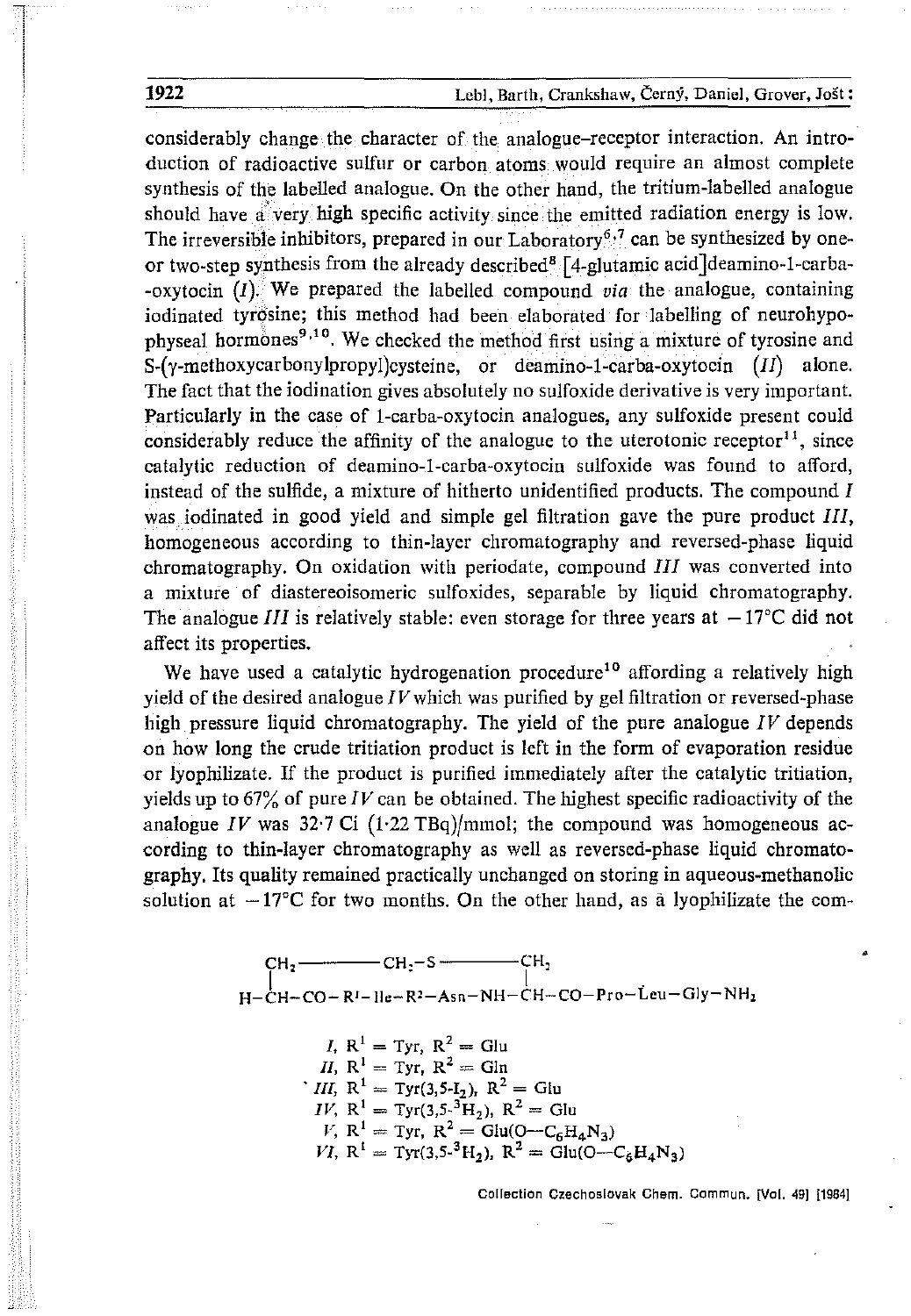considerably change the character of the analogue–receptor interaction. An introduction of radioactive sulfur or carbon atoms would require an almost complete synthesis of the labelled analogue. On the other hand, the tritium-labelled analogue should have a very high specific activity since the emitted radiation energy is low. The irreversible inhibitors, prepared in our Laboratory[6,7] can be synthesized by one- or two-step synthesis from the already described[8] [4-glutamic acid]deamino-1-carba-oxytocin (*I*). We prepared the labelled compound *via* the analogue, containing iodinated tyrosine; this method had been elaborated for labelling of neurohypophyseal hormones[9,10]. We checked the method first using a mixture of tyrosine and S-(γ-methoxycarbonylpropyl)cysteine, or deamino-1-carba-oxytocin (*II*) alone. The fact that the iodination gives absolutely no sulfoxide derivative is very important. Particularly in the case of 1-carba-oxytocin analogues, any sulfoxide present could considerably reduce the affinity of the analogue to the uterotonic receptor[11], since catalytic reduction of deamino-1-carba-oxytocin sulfoxide was found to afford, instead of the sulfide, a mixture of hitherto unidentified products. The compound *I* was iodinated in good yield and simple gel filtration gave the pure product *III*, homogeneous according to thin-layer chromatography and reversed-phase liquid chromatography. On oxidation with periodate, compound *III* was converted into a mixture of diastereoisomeric sulfoxides, separable by liquid chromatography. The analogue *III* is relatively stable: even storage for three years at −17°C did not affect its properties.

We have used a catalytic hydrogenation procedure[10] affording a relatively high yield of the desired analogue *IV* which was purified by gel filtration or reversed-phase high pressure liquid chromatography. The yield of the pure analogue *IV* depends on how long the crude tritiation product is left in the form of evaporation residue or lyophilizate. If the product is purified immediately after the catalytic tritiation, yields up to 67% of pure *IV* can be obtained. The highest specific radioactivity of the analogue *IV* was 32·7 Ci (1·22 TBq)/mmol; the compound was homogeneous according to thin-layer chromatography as well as reversed-phase liquid chromatography. Its quality remained practically unchanged on storing in aqueous-methanolic solution at −17°C for two months. On the other hand, as a lyophilizate the com-

```
CH2 ———————— CH2–S ———————— CH2
|                           |
H–CH–CO–R1–Ile–R2–Asn–NH–CH–CO–Pro–Leu–Gly–NH2
```

*I*, $R^1$ = Tyr, $R^2$ = Glu
*II*, $R^1$ = Tyr, $R^2$ = Gln
*III*, $R^1$ = Tyr(3,5-$I_2$), $R^2$ = Glu
*IV*, $R^1$ = Tyr(3,5-$^3H_2$), $R^2$ = Glu
*V*, $R^1$ = Tyr, $R^2$ = Glu(O—$C_6H_4N_3$)
*VI*, $R^1$ = Tyr(3,5-$^3H_2$), $R^2$ = Glu(O—$C_6H_4N_3$)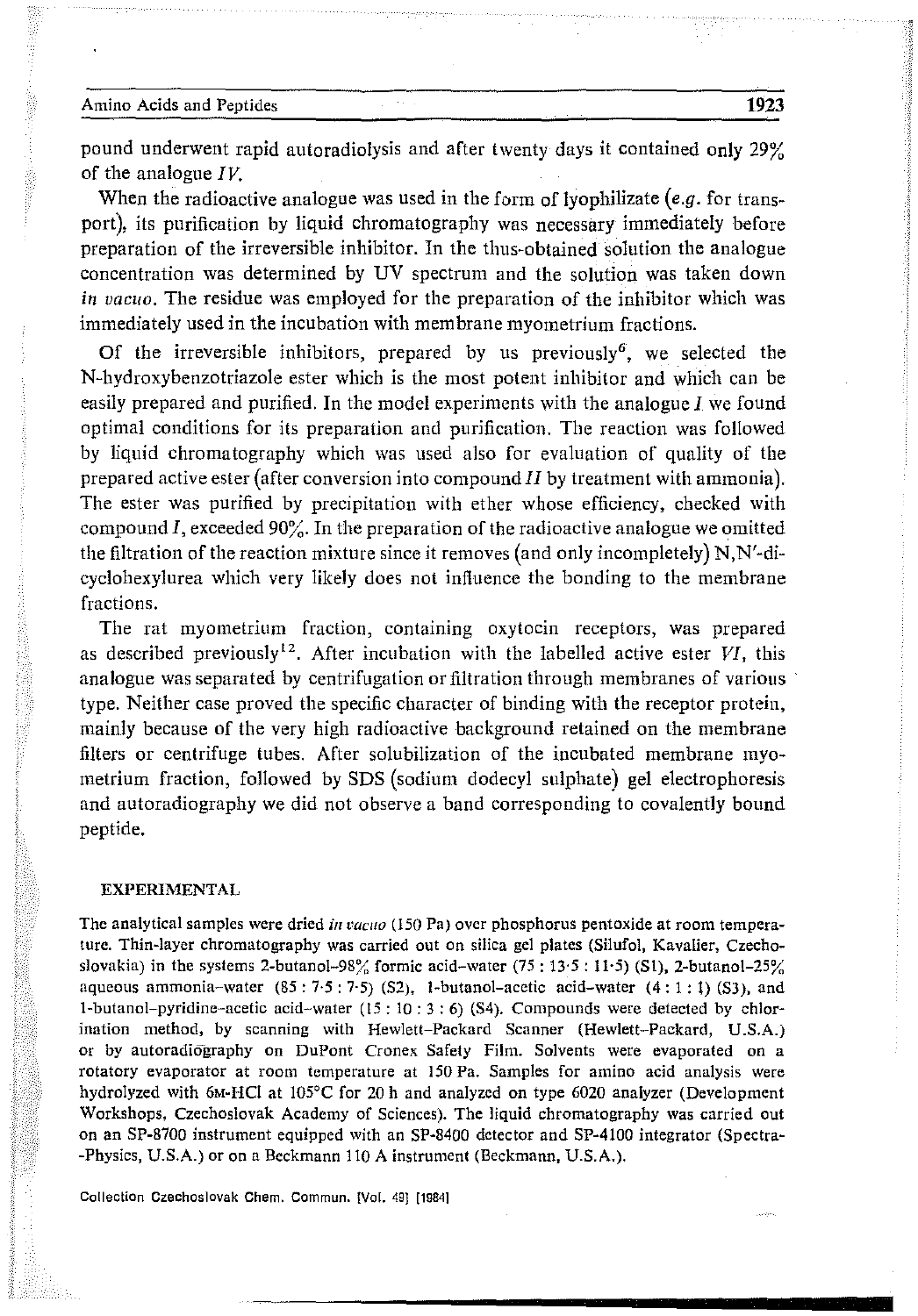pound underwent rapid autoradiolysis and after twenty days it contained only 29% of the analogue *IV*.

When the radioactive analogue was used in the form of lyophilizate (*e.g.* for transport), its purification by liquid chromatography was necessary immediately before preparation of the irreversible inhibitor. In the thus-obtained solution the analogue concentration was determined by UV spectrum and the solution was taken down *in vacuo*. The residue was employed for the preparation of the inhibitor which was immediately used in the incubation with membrane myometrium fractions.

Of the irreversible inhibitors, prepared by us previously[6], we selected the N-hydroxybenzotriazole ester which is the most potent inhibitor and which can be easily prepared and purified. In the model experiments with the analogue *I* we found optimal conditions for its preparation and purification. The reaction was followed by liquid chromatography which was used also for evaluation of quality of the prepared active ester (after conversion into compound *II* by treatment with ammonia). The ester was purified by precipitation with ether whose efficiency, checked with compound *I*, exceeded 90%. In the preparation of the radioactive analogue we omitted the filtration of the reaction mixture since it removes (and only incompletely) N,N'-dicyclohexylurea which very likely does not influence the bonding to the membrane fractions.

The rat myometrium fraction, containing oxytocin receptors, was prepared as described previously[12]. After incubation with the labelled active ester *VI*, this analogue was separated by centrifugation or filtration through membranes of various type. Neither case proved the specific character of binding with the receptor protein, mainly because of the very high radioactive background retained on the membrane filters or centrifuge tubes. After solubilization of the incubated membrane myometrium fraction, followed by SDS (sodium dodecyl sulphate) gel electrophoresis and autoradiography we did not observe a band corresponding to covalently bound peptide.

## EXPERIMENTAL

The analytical samples were dried *in vacuo* (150 Pa) over phosphorus pentoxide at room temperature. Thin-layer chromatography was carried out on silica gel plates (Silufol, Kavalier, Czechoslovakia) in the systems 2-butanol–98% formic acid–water (75 : 13·5 : 11·5) (S1), 2-butanol–25% aqueous ammonia–water (85 : 7·5 : 7·5) (S2), 1-butanol–acetic acid–water (4 : 1 : 1) (S3), and 1-butanol–pyridine–acetic acid–water (15 : 10 : 3 : 6) (S4). Compounds were detected by chlorination method, by scanning with Hewlett-Packard Scanner (Hewlett-Packard, U.S.A.) or by autoradiography on DuPont Cronex Safety Film. Solvents were evaporated on a rotatory evaporator at room temperature at 150 Pa. Samples for amino acid analysis were hydrolyzed with 6M-HCl at 105°C for 20 h and analyzed on type 6020 analyzer (Development Workshops, Czechoslovak Academy of Sciences). The liquid chromatography was carried out on an SP-8700 instrument equipped with an SP-8400 detector and SP-4100 integrator (Spectra-Physics, U.S.A.) or on a Beckmann 110 A instrument (Beckmann, U.S.A.).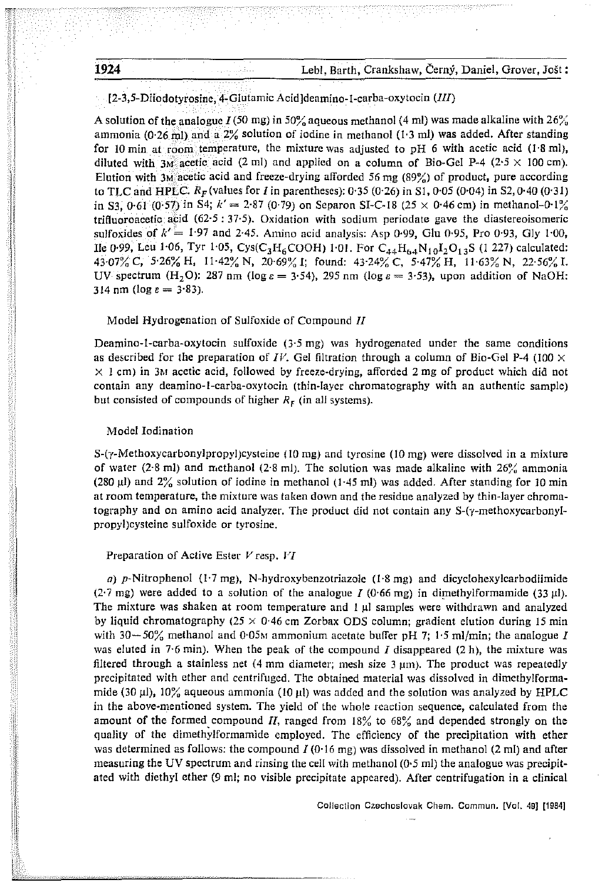### [2-3,5-Diiodotyrosine, 4-Glutamic Acid]deamino-1-carba-oxytocin (*III*)

A solution of the analogue *I* (50 mg) in 50% aqueous methanol (4 ml) was made alkaline with 26% ammonia (0·26 ml) and a 2% solution of iodine in methanol (1·3 ml) was added. After standing for 10 min at room temperature, the mixture was adjusted to pH 6 with acetic acid (1·8 ml), diluted with 3M acetic acid (2 ml) and applied on a column of Bio-Gel P-4 (2·5 × 100 cm). Elution with 3M acetic acid and freeze-drying afforded 56 mg (89%) of product, pure according to TLC and HPLC. $R_F$ (values for *I* in parentheses): 0·35 (0·26) in S1, 0·05 (0·04) in S2, 0·40 (0·31) in S3, 0·61 (0·57) in S4; $k' = 2·87$ (0·79) on Separon SI-C-18 (25 × 0·46 cm) in methanol–0·1% trifluoroacetic acid (62·5 : 37·5). Oxidation with sodium periodate gave the diastereoisomeric sulfoxides of $k' = 1·97$ and 2·45. Amino acid analysis: Asp 0·99, Glu 0·95, Pro 0·93, Gly 1·00, Ile 0·99, Leu 1·06, Tyr 1·05, Cys($C_3H_6COOH$) 1·01. For $C_{44}H_{64}N_{10}I_2O_{13}S$ (1 227) calculated: 43·07% C, 5·26% H, 11·42% N, 20·69% I; found: 43·24% C, 5·47% H, 11·63% N, 22·56% I. UV spectrum ($H_2O$): 287 nm (log ε = 3·54), 295 nm (log ε = 3·53), upon addition of NaOH: 314 nm (log ε = 3·83).

### Model Hydrogenation of Sulfoxide of Compound *II*

Deamino-1-carba-oxytocin sulfoxide (3·5 mg) was hydrogenated under the same conditions as described for the preparation of *IV*. Gel filtration through a column of Bio-Gel P-4 (100 × × 1 cm) in 3M acetic acid, followed by freeze-drying, afforded 2 mg of product which did not contain any deamino-1-carba-oxytocin (thin-layer chromatography with an authentic sample) but consisted of compounds of higher $R_F$ (in all systems).

### Model Iodination

S-(γ-Methoxycarbonylpropyl)cysteine (10 mg) and tyrosine (10 mg) were dissolved in a mixture of water (2·8 ml) and methanol (2·8 ml). The solution was made alkaline with 26% ammonia (280 μl) and 2% solution of iodine in methanol (1·45 ml) was added. After standing for 10 min at room temperature, the mixture was taken down and the residue analyzed by thin-layer chromatography and on amino acid analyzer. The product did not contain any S-(γ-methoxycarbonylpropyl)cysteine sulfoxide or tyrosine.

### Preparation of Active Ester *V* resp. *VI*

*a*) *p*-Nitrophenol (1·7 mg), N-hydroxybenzotriazole (1·8 mg) and dicyclohexylcarbodiimide (2·7 mg) were added to a solution of the analogue *I* (0·66 mg) in dimethylformamide (33 μl). The mixture was shaken at room temperature and 1 μl samples were withdrawn and analyzed by liquid chromatography (25 × 0·46 cm Zorbax ODS column; gradient elution during 15 min with 30—50% methanol and 0·05M ammonium acetate buffer pH 7; 1·5 ml/min; the analogue *I* was eluted in 7·6 min). When the peak of the compound *I* disappeared (2 h), the mixture was filtered through a stainless net (4 mm diameter; mesh size 3 μm). The product was repeatedly precipitated with ether and centrifuged. The obtained material was dissolved in dimethylformamide (30 μl), 10% aqueous ammonia (10 μl) was added and the solution was analyzed by HPLC in the above-mentioned system. The yield of the whole reaction sequence, calculated from the amount of the formed compound *II*, ranged from 18% to 68% and depended strongly on the quality of the dimethylformamide employed. The efficiency of the precipitation with ether was determined as follows: the compound *I* (0·16 mg) was dissolved in methanol (2 ml) and after measuring the UV spectrum and rinsing the cell with methanol (0·5 ml) the analogue was precipitated with diethyl ether (9 ml; no visible precipitate appeared). After centrifugation in a clinical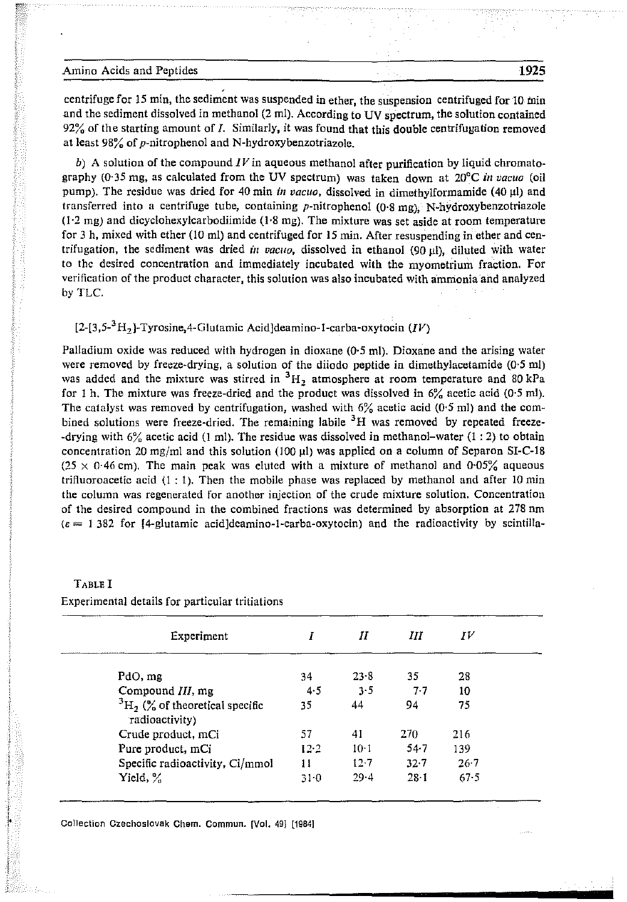centrifuge for 15 min, the sediment was suspended in ether, the suspension centrifuged for 10 min and the sediment dissolved in methanol (2 ml). According to UV spectrum, the solution contained 92% of the starting amount of *I*. Similarly, it was found that this double centrifugation removed at least 98% of *p*-nitrophenol and N-hydroxybenzotriazole.

*b*) A solution of the compound *IV* in aqueous methanol after purification by liquid chromatography (0·35 mg, as calculated from the UV spectrum) was taken down at 20°C *in vacuo* (oil pump). The residue was dried for 40 min *in vacuo*, dissolved in dimethylformamide (40 μl) and transferred into a centrifuge tube, containing *p*-nitrophenol (0·8 mg), N-hydroxybenzotriazole (1·2 mg) and dicyclohexylcarbodiimide (1·8 mg). The mixture was set aside at room temperature for 3 h, mixed with ether (10 ml) and centrifuged for 15 min. After resuspending in ether and centrifugation, the sediment was dried *in vacuo*, dissolved in ethanol (90 μl), diluted with water to the desired concentration and immediately incubated with the myometrium fraction. For verification of the product character, this solution was also incubated with ammonia and analyzed by TLC.

### [2-[3,5-$^3H_2$]-Tyrosine,4-Glutamic Acid]deamino-1-carba-oxytocin (*IV*)

Palladium oxide was reduced with hydrogen in dioxane (0·5 ml). Dioxane and the arising water were removed by freeze-drying, a solution of the diiodo peptide in dimethylacetamide (0·5 ml) was added and the mixture was stirred in $^3H_2$ atmosphere at room temperature and 80 kPa for 1 h. The mixture was freeze-dried and the product was dissolved in 6% acetic acid (0·5 ml). The catalyst was removed by centrifugation, washed with 6% acetic acid (0·5 ml) and the combined solutions were freeze-dried. The remaining labile $^3H$ was removed by repeated freeze-drying with 6% acetic acid (1 ml). The residue was dissolved in methanol–water (1 : 2) to obtain concentration 20 mg/ml and this solution (100 μl) was applied on a column of Separon SI-C-18 (25 × 0·46 cm). The main peak was eluted with a mixture of methanol and 0·05% aqueous trifluoroacetic acid (1 : 1). Then the mobile phase was replaced by methanol and after 10 min the column was regenerated for another injection of the crude mixture solution. Concentration of the desired compound in the combined fractions was determined by absorption at 278 nm ($\varepsilon$ = 1 382 for [4-glutamic acid]deamino-1-carba-oxytocin) and the radioactivity by scintilla-

TABLE I

Experimental details for particular tritiations

| Experiment | *I* | *II* | *III* | *IV* |
|---|---|---|---|---|
| PdO, mg | 34 | 23·8 | 35 | 28 |
| Compound *III*, mg | 4·5 | 3·5 | 7·7 | 10 |
| $^3H_2$ (% of theoretical specific radioactivity) | 35 | 44 | 94 | 75 |
| Crude product, mCi | 57 | 41 | 270 | 216 |
| Pure product, mCi | 12·2 | 10·1 | 54·7 | 139 |
| Specific radioactivity, Ci/mmol | 11 | 12·7 | 32·7 | 26·7 |
| Yield, % | 31·0 | 29·4 | 28·1 | 67·5 |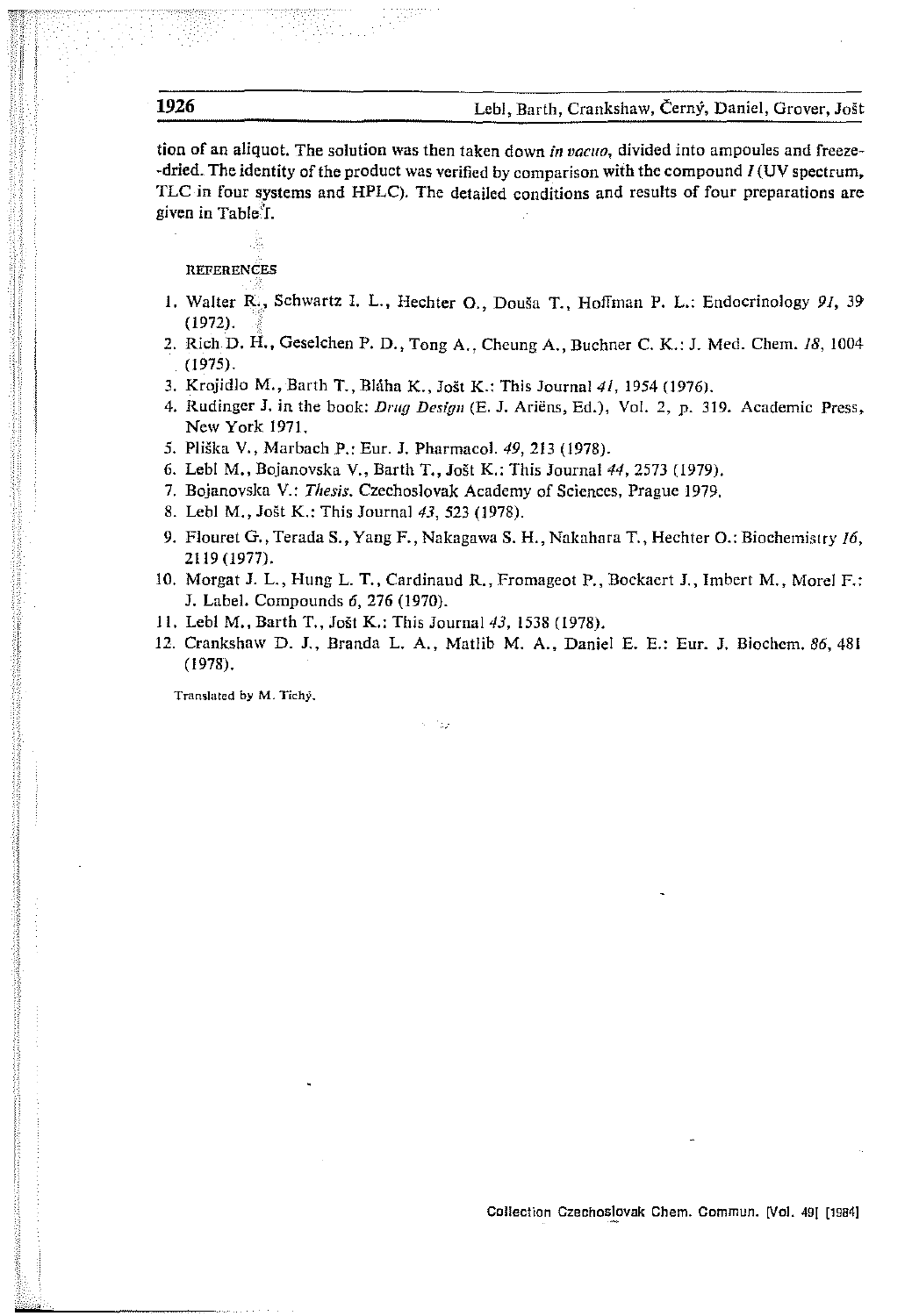tion of an aliquot. The solution was then taken down *in vacuo*, divided into ampoules and freeze-dried. The identity of the product was verified by comparison with the compound *I* (UV spectrum, TLC in four systems and HPLC). The detailed conditions and results of four preparations are given in Table I.

## REFERENCES

1. Walter R., Schwartz I. L., Hechter O., Douša T., Hoffman P. L.: Endocrinology *91*, 39 (1972).
2. Rich D. H., Geselchen P. D., Tong A., Cheung A., Buchner C. K.: J. Med. Chem. *18*, 1004 (1975).
3. Krojidlo M., Barth T., Bláha K., Jošt K.: This Journal *41*, 1954 (1976).
4. Rudinger J. in the book: *Drug Design* (E. J. Ariëns, Ed.), Vol. 2, p. 319. Academic Press, New York 1971.
5. Pliška V., Marbach P.: Eur. J. Pharmacol. *49*, 213 (1978).
6. Lebl M., Bojanovska V., Barth T., Jošt K.: This Journal *44*, 2573 (1979).
7. Bojanovska V.: *Thesis*. Czechoslovak Academy of Sciences, Prague 1979.
8. Lebl M., Jošt K.: This Journal *43*, 523 (1978).
9. Flouret G., Terada S., Yang F., Nakagawa S. H., Nakahara T., Hechter O.: Biochemistry *16*, 2119 (1977).
10. Morgat J. L., Hung L. T., Cardinaud R., Fromageot P., Bockaert J., Imbert M., Morel F.: J. Label. Compounds *6*, 276 (1970).
11. Lebl M., Barth T., Jošt K.: This Journal *43*, 1538 (1978).
12. Crankshaw D. J., Branda L. A., Matlib M. A., Daniel E. E.: Eur. J. Biochem. *86*, 481 (1978).

Translated by M. Tichý.